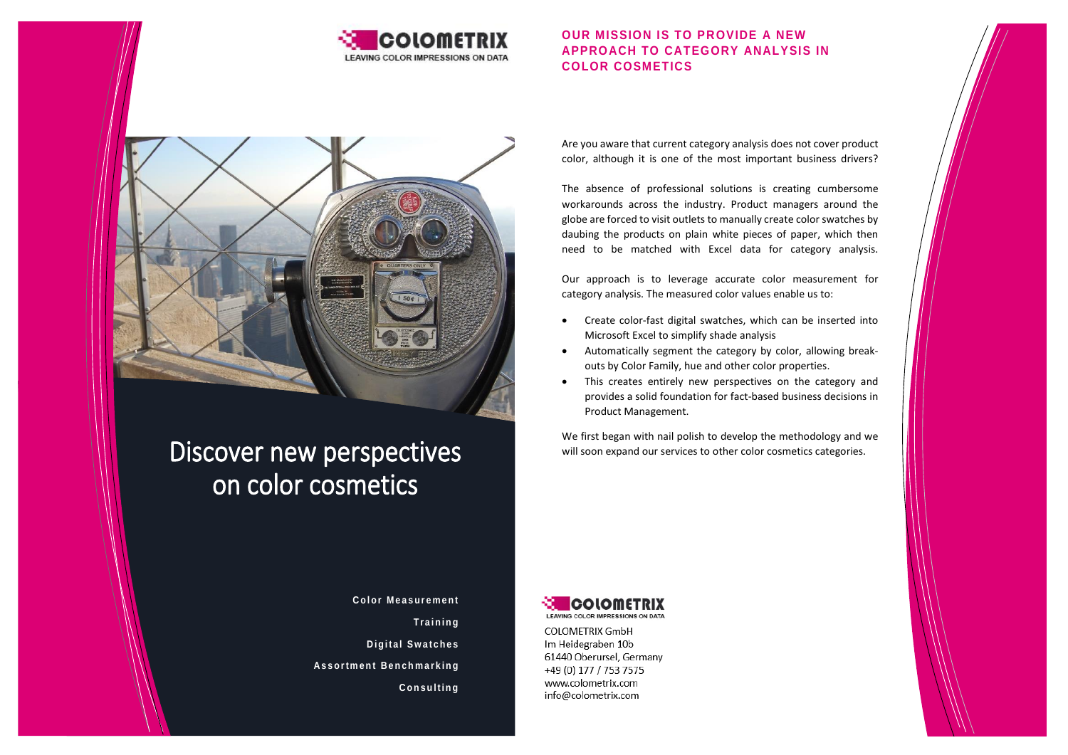COLOMETRIX

LEAVING COLOR IMPRESSIONS ON DATA

# Discover new perspectives on color cosmetics

**Color Measurement**

**Training**

**Digital Swatches**

**Assortment Benchmarking**

**Consulting**

## OUR MISSION IS TO PROVIDE A NEW APPROACH TO CATEGORY ANALYSIS IN COLOR COSMETICS

Are you aware that current category analysis does not cover product color, although it is one of the most important business drivers?

The absence of professional solutions is creating cumbersome workarounds across the industry. Product managers around the globe are forced to visit outlets to manually create color swatches by daubing the products on plain white pieces of paper, which then need to be matched with Excel data for category analysis.

Our approach is to leverage accurate color measurement for category analysis. The measured color values enable us to:

- Create color-fast digital swatches, which can be inserted into Microsoft Excel to simplify shade analysis
- Automatically segment the category by color, allowing break-outs by Color Family, hue and other color properties.
- This creates entirely new perspectives on the category and provides a solid foundation for fact-based business decisions in Product Management.

We first began with nail polish to develop the methodology and we will soon expand our services to other color cosmetics categories.

COLOMETRIX

LEAVING COLOR IMPRESSIONS ON DATA

COLOMETRIX GmbH
Im Heidegraben 10b
61440 Oberursel, Germany
+49 (0) 177 / 753 7575
www.colometrix.com
info@colometrix.com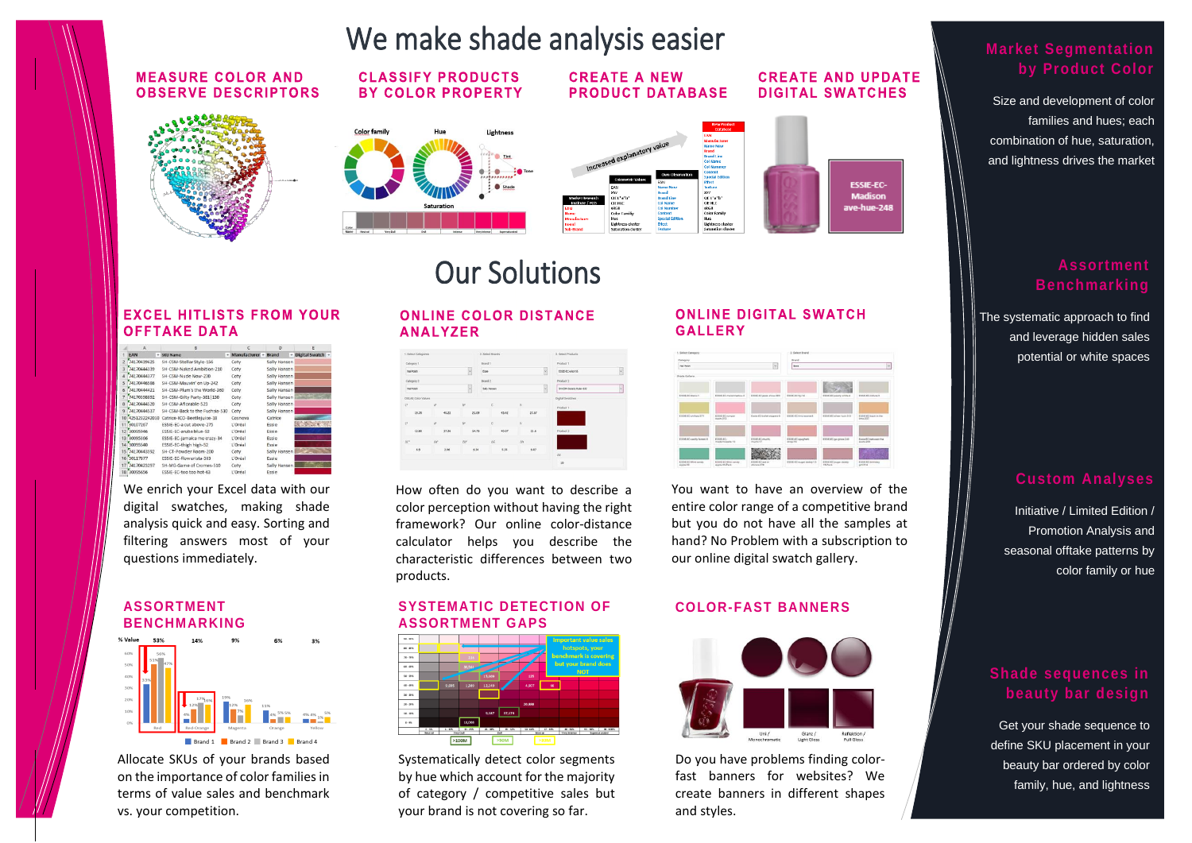# We make shade analysis easier

## MEASURE COLOR AND OBSERVE DESCRIPTORS

## CLASSIFY PRODUCTS BY COLOR PROPERTY

## CREATE A NEW PRODUCT DATABASE

## CREATE AND UPDATE DIGITAL SWATCHES

# Our Solutions

## EXCEL HITLISTS FROM YOUR OFFTAKE DATA

We enrich your Excel data with our digital swatches, making shade analysis quick and easy. Sorting and filtering answers most of your questions immediately.

## ONLINE COLOR DISTANCE ANALYZER

How often do you want to describe a color perception without having the right framework? Our online color-distance calculator helps you describe the characteristic differences between two products.

## ONLINE DIGITAL SWATCH GALLERY

You want to have an overview of the entire color range of a competitive brand but you do not have all the samples at hand? No Problem with a subscription to our online digital swatch gallery.

## ASSORTMENT BENCHMARKING

% Value 53% 14% 9% 6% 3%

Red, Red-Orange, Magenta, Orange, Yellow

Brand 1, Brand 2, Brand 3, Brand 4

Allocate SKUs of your brands based on the importance of color families in terms of value sales and benchmark vs. your competition.

## SYSTEMATIC DETECTION OF ASSORTMENT GAPS

Important value sales hotspots, your benchmark is covering but your brand does NOT

Systematically detect color segments by hue which account for the majority of category / competitive sales but your brand is not covering so far.

## COLOR-FAST BANNERS

Uni / Monochromatic, Glanz / Light Gloss, Reflektion / Full Gloss

Do you have problems finding color-fast banners for websites? We create banners in different shapes and styles.

## Market Segmentation by Product Color

Size and development of color families and hues; each combination of hue, saturation, and lightness drives the market

## Assortment Benchmarking

The systematic approach to find and leverage hidden sales potential or white spaces

## Custom Analyses

Initiative / Limited Edition / Promotion Analysis and seasonal offtake patterns by color family or hue

## Shade sequences in beauty bar design

Get your shade sequence to define SKU placement in your beauty bar ordered by color family, hue, and lightness